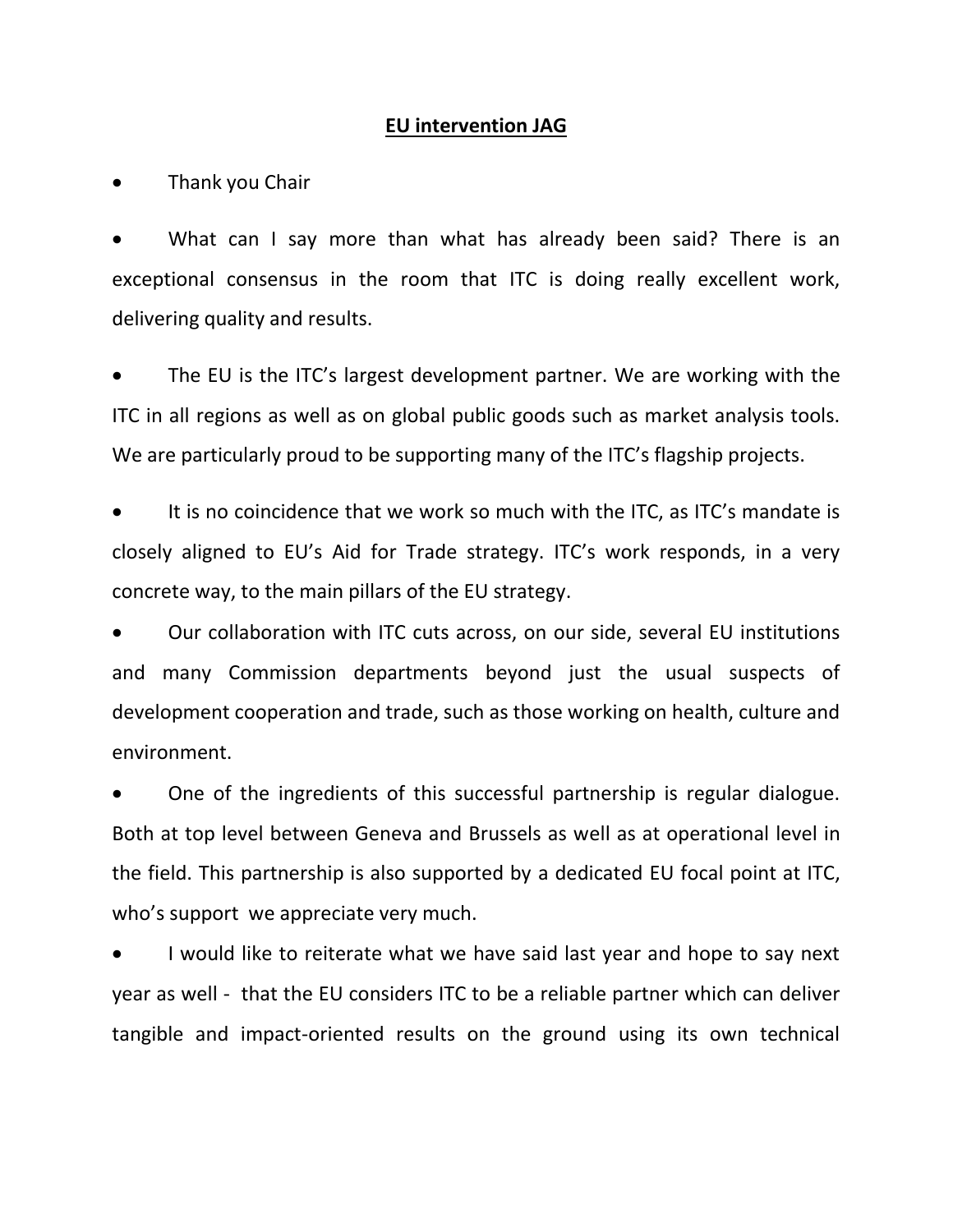**<u>EU intervention JAG</u>**

- Thank you Chair
- What can I say more than what has already been said? There is an exceptional consensus in the room that ITC is doing really excellent work, delivering quality and results.
- The EU is the ITC's largest development partner. We are working with the ITC in all regions as well as on global public goods such as market analysis tools. We are particularly proud to be supporting many of the ITC's flagship projects.
- It is no coincidence that we work so much with the ITC, as ITC's mandate is closely aligned to EU's Aid for Trade strategy. ITC's work responds, in a very concrete way, to the main pillars of the EU strategy.
- Our collaboration with ITC cuts across, on our side, several EU institutions and many Commission departments beyond just the usual suspects of development cooperation and trade, such as those working on health, culture and environment.
- One of the ingredients of this successful partnership is regular dialogue. Both at top level between Geneva and Brussels as well as at operational level in the field. This partnership is also supported by a dedicated EU focal point at ITC, who's support we appreciate very much.
- I would like to reiterate what we have said last year and hope to say next year as well - that the EU considers ITC to be a reliable partner which can deliver tangible and impact-oriented results on the ground using its own technical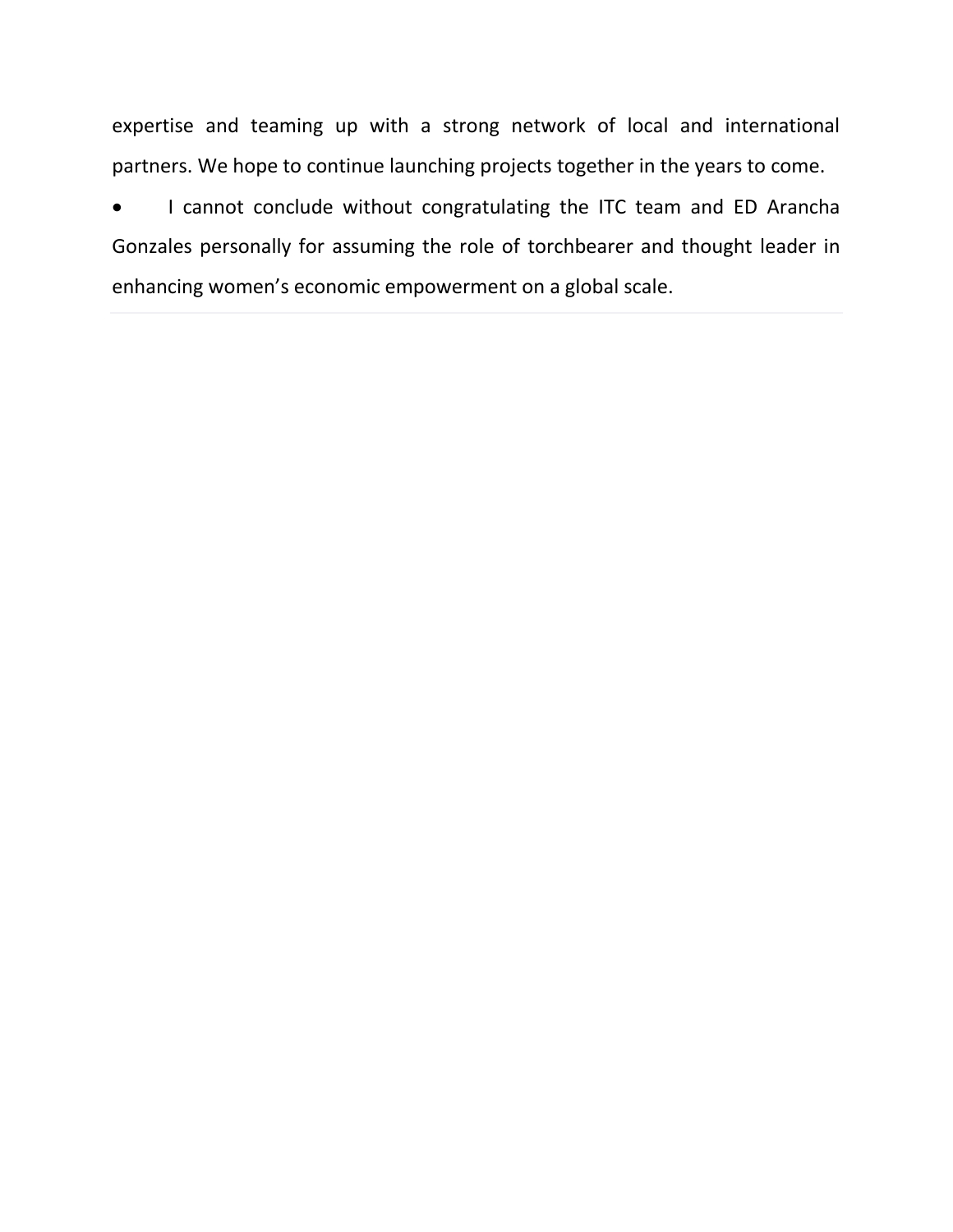expertise and teaming up with a strong network of local and international partners. We hope to continue launching projects together in the years to come.

- I cannot conclude without congratulating the ITC team and ED Arancha Gonzales personally for assuming the role of torchbearer and thought leader in enhancing women's economic empowerment on a global scale.